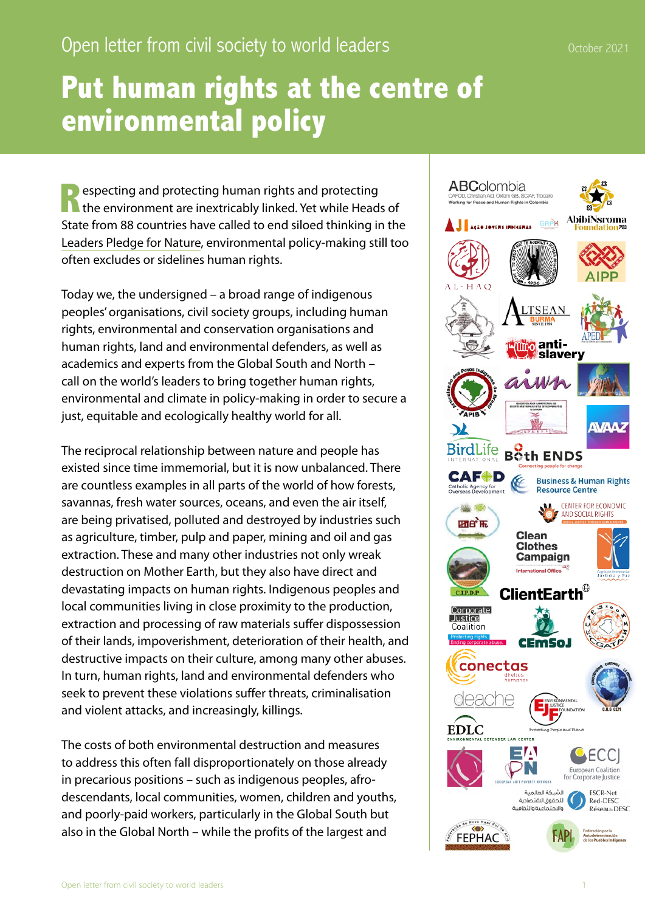Open letter from civil society to world leaders

October 2021

# Put human rights at the centre of environmental policy

Respecting and protecting human rights and protecting the environment are inextricably linked. Yet while Heads of State from 88 countries have called to end siloed thinking in the Leaders Pledge for Nature, environmental policy-making still too often excludes or sidelines human rights.

Today we, the undersigned – a broad range of indigenous peoples' organisations, civil society groups, including human rights, environmental and conservation organisations and human rights, land and environmental defenders, as well as academics and experts from the Global South and North – call on the world's leaders to bring together human rights, environmental and climate in policy-making in order to secure a just, equitable and ecologically healthy world for all.

The reciprocal relationship between nature and people has existed since time immemorial, but it is now unbalanced. There are countless examples in all parts of the world of how forests, savannas, fresh water sources, oceans, and even the air itself, are being privatised, polluted and destroyed by industries such as agriculture, timber, pulp and paper, mining and oil and gas extraction. These and many other industries not only wreak destruction on Mother Earth, but they also have direct and devastating impacts on human rights. Indigenous peoples and local communities living in close proximity to the production, extraction and processing of raw materials suffer dispossession of their lands, impoverishment, deterioration of their health, and destructive impacts on their culture, among many other abuses. In turn, human rights, land and environmental defenders who seek to prevent these violations suffer threats, criminalisation and violent attacks, and increasingly, killings.

The costs of both environmental destruction and measures to address this often fall disproportionately on those already in precarious positions – such as indigenous peoples, afro-descendants, local communities, women, children and youths, and poorly-paid workers, particularly in the Global South but also in the Global North – while the profits of the largest and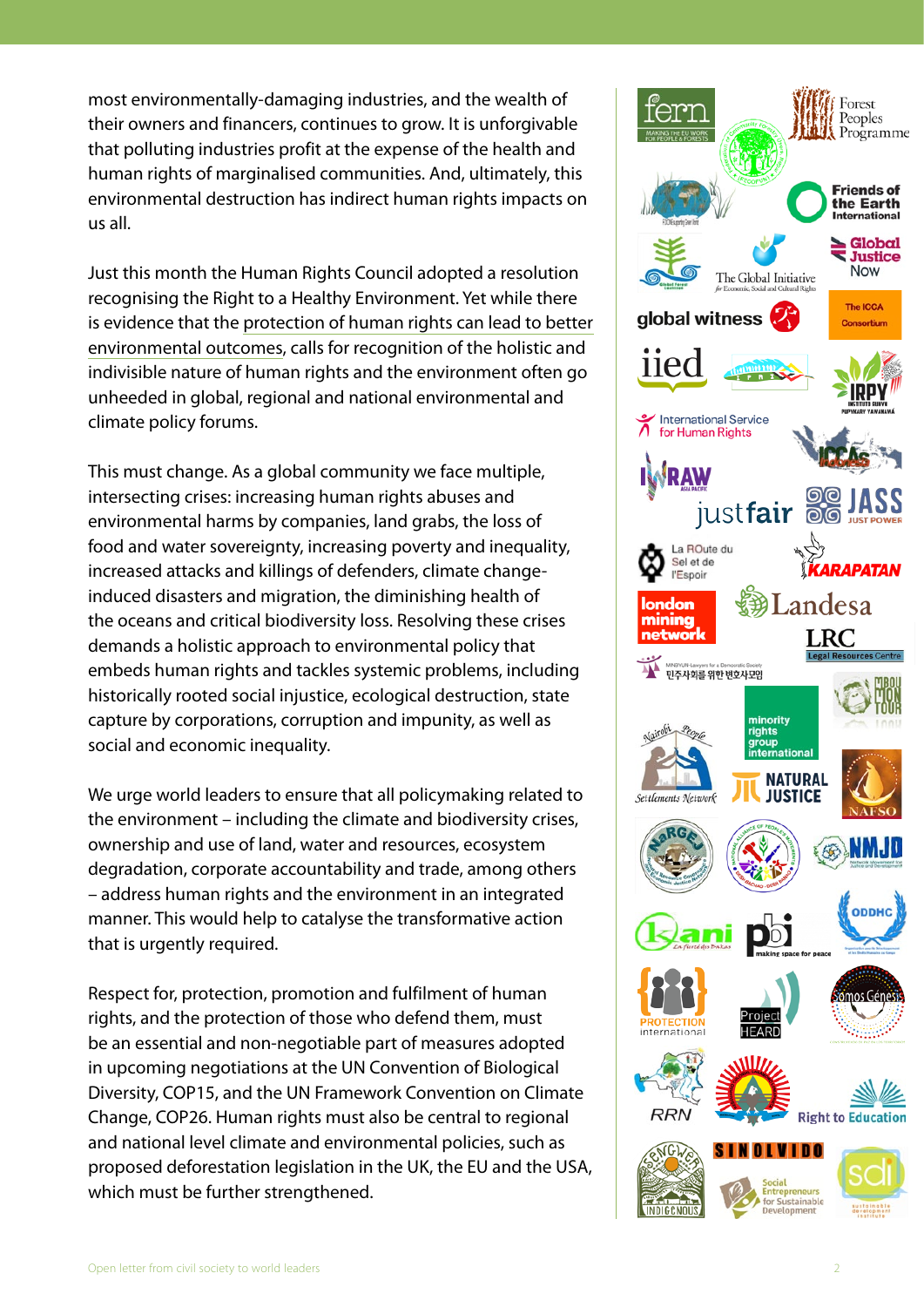most environmentally-damaging industries, and the wealth of their owners and financers, continues to grow. It is unforgivable that polluting industries profit at the expense of the health and human rights of marginalised communities. And, ultimately, this environmental destruction has indirect human rights impacts on us all.

Just this month the Human Rights Council adopted a resolution recognising the Right to a Healthy Environment. Yet while there is evidence that the protection of human rights can lead to better environmental outcomes, calls for recognition of the holistic and indivisible nature of human rights and the environment often go unheeded in global, regional and national environmental and climate policy forums.

This must change. As a global community we face multiple, intersecting crises: increasing human rights abuses and environmental harms by companies, land grabs, the loss of food and water sovereignty, increasing poverty and inequality, increased attacks and killings of defenders, climate change-induced disasters and migration, the diminishing health of the oceans and critical biodiversity loss. Resolving these crises demands a holistic approach to environmental policy that embeds human rights and tackles systemic problems, including historically rooted social injustice, ecological destruction, state capture by corporations, corruption and impunity, as well as social and economic inequality.

We urge world leaders to ensure that all policymaking related to the environment – including the climate and biodiversity crises, ownership and use of land, water and resources, ecosystem degradation, corporate accountability and trade, among others – address human rights and the environment in an integrated manner. This would help to catalyse the transformative action that is urgently required.

Respect for, protection, promotion and fulfilment of human rights, and the protection of those who defend them, must be an essential and non-negotiable part of measures adopted in upcoming negotiations at the UN Convention of Biological Diversity, COP15, and the UN Framework Convention on Climate Change, COP26. Human rights must also be central to regional and national level climate and environmental policies, such as proposed deforestation legislation in the UK, the EU and the USA, which must be further strengthened.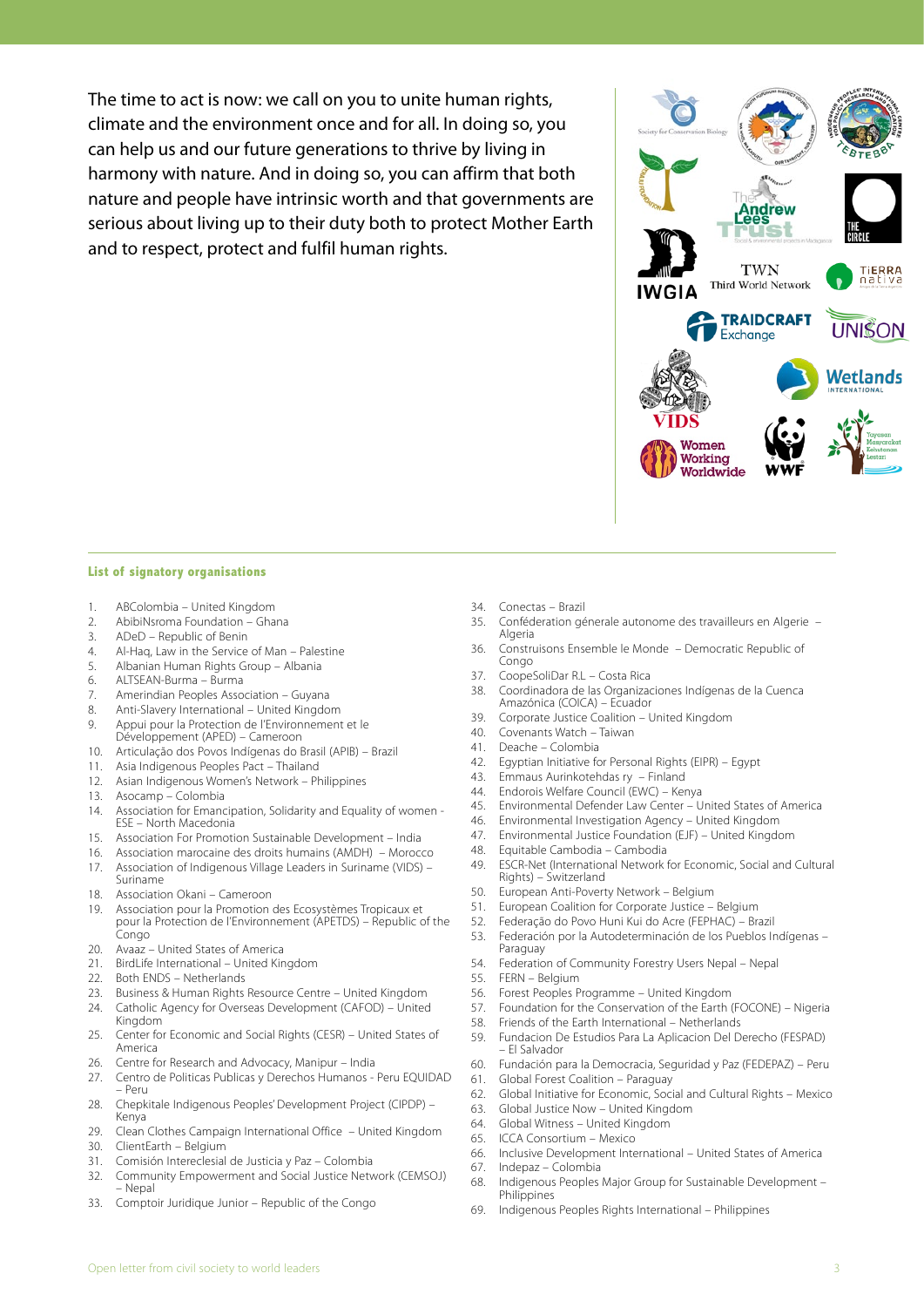The time to act is now: we call on you to unite human rights, climate and the environment once and for all. In doing so, you can help us and our future generations to thrive by living in harmony with nature. And in doing so, you can affirm that both nature and people have intrinsic worth and that governments are serious about living up to their duty both to protect Mother Earth and to respect, protect and fulfil human rights.

## List of signatory organisations

1. ABColombia – United Kingdom
2. AbibiNsroma Foundation – Ghana
3. ADeD – Republic of Benin
4. Al-Haq, Law in the Service of Man – Palestine
5. Albanian Human Rights Group – Albania
6. ALTSEAN-Burma – Burma
7. Amerindian Peoples Association – Guyana
8. Anti-Slavery International – United Kingdom
9. Appui pour la Protection de l'Environnement et le Développement (APED) – Cameroon
10. Articulação dos Povos Indígenas do Brasil (APIB) – Brazil
11. Asia Indigenous Peoples Pact – Thailand
12. Asian Indigenous Women's Network – Philippines
13. Asocamp – Colombia
14. Association for Emancipation, Solidarity and Equality of women - ESE – North Macedonia
15. Association For Promotion Sustainable Development – India
16. Association marocaine des droits humains (AMDH) – Morocco
17. Association of Indigenous Village Leaders in Suriname (VIDS) – Suriname
18. Association Okani – Cameroon
19. Association pour la Promotion des Ecosystèmes Tropicaux et pour la Protection de l'Environnement (APETDS) – Republic of the Congo
20. Avaaz – United States of America
21. BirdLife International – United Kingdom
22. Both ENDS – Netherlands
23. Business & Human Rights Resource Centre – United Kingdom
24. Catholic Agency for Overseas Development (CAFOD) – United Kingdom
25. Center for Economic and Social Rights (CESR) – United States of America
26. Centre for Research and Advocacy, Manipur – India
27. Centro de Politicas Publicas y Derechos Humanos - Peru EQUIDAD – Peru
28. Chepkitale Indigenous Peoples' Development Project (CIPDP) – Kenya
29. Clean Clothes Campaign International Office – United Kingdom
30. ClientEarth – Belgium
31. Comisión Intereclesial de Justicia y Paz – Colombia
32. Community Empowerment and Social Justice Network (CEMSOJ) – Nepal
33. Comptoir Juridique Junior – Republic of the Congo
34. Conectas – Brazil
35. Conféderation génerale autonome des travailleurs en Algerie – Algeria
36. Construisons Ensemble le Monde – Democratic Republic of Congo
37. CoopeSoliDar R.L – Costa Rica
38. Coordinadora de las Organizaciones Indígenas de la Cuenca Amazónica (COICA) – Ecuador
39. Corporate Justice Coalition – United Kingdom
40. Covenants Watch – Taiwan
41. Deache – Colombia
42. Egyptian Initiative for Personal Rights (EIPR) – Egypt
43. Emmaus Aurinkotehdas ry – Finland
44. Endorois Welfare Council (EWC) – Kenya
45. Environmental Defender Law Center – United States of America
46. Environmental Investigation Agency – United Kingdom
47. Environmental Justice Foundation (EJF) – United Kingdom
48. Equitable Cambodia – Cambodia
49. ESCR-Net (International Network for Economic, Social and Cultural Rights) – Switzerland
50. European Anti-Poverty Network – Belgium
51. European Coalition for Corporate Justice – Belgium
52. Federação do Povo Huni Kui do Acre (FEPHAC) – Brazil
53. Federación por la Autodeterminación de los Pueblos Indígenas – Paraguay
54. Federation of Community Forestry Users Nepal – Nepal
55. FERN – Belgium
56. Forest Peoples Programme – United Kingdom
57. Foundation for the Conservation of the Earth (FOCONE) – Nigeria
58. Friends of the Earth International – Netherlands
59. Fundacion De Estudios Para La Aplicacion Del Derecho (FESPAD) – El Salvador
60. Fundación para la Democracia, Seguridad y Paz (FEDEPAZ) – Peru
61. Global Forest Coalition – Paraguay
62. Global Initiative for Economic, Social and Cultural Rights – Mexico
63. Global Justice Now – United Kingdom
64. Global Witness – United Kingdom
65. ICCA Consortium – Mexico
66. Inclusive Development International – United States of America
67. Indepaz – Colombia
68. Indigenous Peoples Major Group for Sustainable Development – Philippines
69. Indigenous Peoples Rights International – Philippines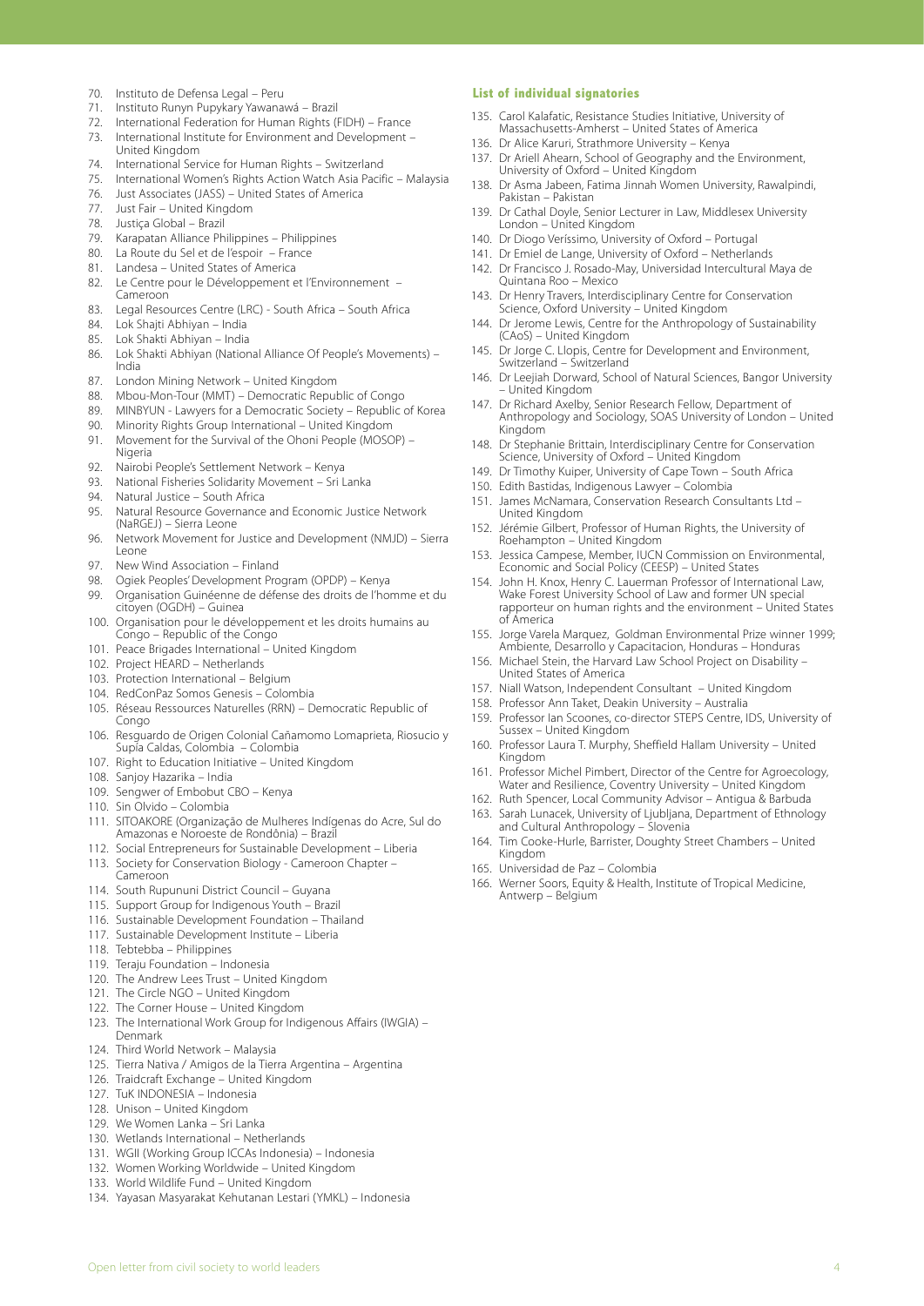70. Instituto de Defensa Legal – Peru
71. Instituto Runyn Pupykary Yawanawá – Brazil
72. International Federation for Human Rights (FIDH) – France
73. International Institute for Environment and Development – United Kingdom
74. International Service for Human Rights – Switzerland
75. International Women's Rights Action Watch Asia Pacific – Malaysia
76. Just Associates (JASS) – United States of America
77. Just Fair – United Kingdom
78. Justiça Global – Brazil
79. Karapatan Alliance Philippines – Philippines
80. La Route du Sel et de l'espoir – France
81. Landesa – United States of America
82. Le Centre pour le Développement et l'Environnement – Cameroon
83. Legal Resources Centre (LRC) - South Africa – South Africa
84. Lok Shajti Abhiyan – India
85. Lok Shakti Abhiyan – India
86. Lok Shakti Abhiyan (National Alliance Of People's Movements) – India
87. London Mining Network – United Kingdom
88. Mbou-Mon-Tour (MMT) – Democratic Republic of Congo
89. MINBYUN - Lawyers for a Democratic Society – Republic of Korea
90. Minority Rights Group International – United Kingdom
91. Movement for the Survival of the Ohoni People (MOSOP) – Nigeria
92. Nairobi People's Settlement Network – Kenya
93. National Fisheries Solidarity Movement – Sri Lanka
94. Natural Justice – South Africa
95. Natural Resource Governance and Economic Justice Network (NaRGEJ) – Sierra Leone
96. Network Movement for Justice and Development (NMJD) – Sierra Leone
97. New Wind Association – Finland
98. Ogiek Peoples' Development Program (OPDP) – Kenya
99. Organisation Guinéenne de défense des droits de l'homme et du citoyen (OGDH) – Guinea
100. Organisation pour le développement et les droits humains au Congo – Republic of the Congo
101. Peace Brigades International – United Kingdom
102. Project HEARD – Netherlands
103. Protection International – Belgium
104. RedConPaz Somos Genesis – Colombia
105. Réseau Ressources Naturelles (RRN) – Democratic Republic of Congo
106. Resguardo de Origen Colonial Cañamomo Lomaprieta, Riosucio y Supía Caldas, Colombia – Colombia
107. Right to Education Initiative – United Kingdom
108. Sanjoy Hazarika – India
109. Sengwer of Embobut CBO – Kenya
110. Sin Olvido – Colombia
111. SITOAKORE (Organização de Mulheres Indígenas do Acre, Sul do Amazonas e Noroeste de Rondônia) – Brazil
112. Social Entrepreneurs for Sustainable Development – Liberia
113. Society for Conservation Biology - Cameroon Chapter – Cameroon
114. South Rupununi District Council – Guyana
115. Support Group for Indigenous Youth – Brazil
116. Sustainable Development Foundation – Thailand
117. Sustainable Development Institute – Liberia
118. Tebtebba – Philippines
119. Teraju Foundation – Indonesia
120. The Andrew Lees Trust – United Kingdom
121. The Circle NGO – United Kingdom
122. The Corner House – United Kingdom
123. The International Work Group for Indigenous Affairs (IWGIA) – Denmark
124. Third World Network – Malaysia
125. Tierra Nativa / Amigos de la Tierra Argentina – Argentina
126. Traidcraft Exchange – United Kingdom
127. TuK INDONESIA – Indonesia
128. Unison – United Kingdom
129. We Women Lanka – Sri Lanka
130. Wetlands International – Netherlands
131. WGII (Working Group ICCAs Indonesia) – Indonesia
132. Women Working Worldwide – United Kingdom
133. World Wildlife Fund – United Kingdom
134. Yayasan Masyarakat Kehutanan Lestari (YMKL) – Indonesia

### List of individual signatories

135. Carol Kalafatic, Resistance Studies Initiative, University of Massachusetts-Amherst – United States of America
136. Dr Alice Karuri, Strathmore University – Kenya
137. Dr Ariell Ahearn, School of Geography and the Environment, University of Oxford – United Kingdom
138. Dr Asma Jabeen, Fatima Jinnah Women University, Rawalpindi, Pakistan – Pakistan
139. Dr Cathal Doyle, Senior Lecturer in Law, Middlesex University London – United Kingdom
140. Dr Diogo Veríssimo, University of Oxford – Portugal
141. Dr Emiel de Lange, University of Oxford – Netherlands
142. Dr Francisco J. Rosado-May, Universidad Intercultural Maya de Quintana Roo – Mexico
143. Dr Henry Travers, Interdisciplinary Centre for Conservation Science, Oxford University – United Kingdom
144. Dr Jerome Lewis, Centre for the Anthropology of Sustainability (CAoS) – United Kingdom
145. Dr Jorge C. Llopis, Centre for Development and Environment, Switzerland – Switzerland
146. Dr Leejiah Dorward, School of Natural Sciences, Bangor University – United Kingdom
147. Dr Richard Axelby, Senior Research Fellow, Department of Anthropology and Sociology, SOAS University of London – United Kingdom
148. Dr Stephanie Brittain, Interdisciplinary Centre for Conservation Science, University of Oxford – United Kingdom
149. Dr Timothy Kuiper, University of Cape Town – South Africa
150. Edith Bastidas, Indigenous Lawyer – Colombia
151. James McNamara, Conservation Research Consultants Ltd – United Kingdom
152. Jérémie Gilbert, Professor of Human Rights, the University of Roehampton – United Kingdom
153. Jessica Campese, Member, IUCN Commission on Environmental, Economic and Social Policy (CEESP) – United States
154. John H. Knox, Henry C. Lauerman Professor of International Law, Wake Forest University School of Law and former UN special rapporteur on human rights and the environment – United States of America
155. Jorge Varela Marquez, Goldman Environmental Prize winner 1999; Ambiente, Desarrollo y Capacitacion, Honduras – Honduras
156. Michael Stein, the Harvard Law School Project on Disability – United States of America
157. Niall Watson, Independent Consultant – United Kingdom
158. Professor Ann Taket, Deakin University – Australia
159. Professor Ian Scoones, co-director STEPS Centre, IDS, University of Sussex – United Kingdom
160. Professor Laura T. Murphy, Sheffield Hallam University – United Kingdom
161. Professor Michel Pimbert, Director of the Centre for Agroecology, Water and Resilience, Coventry University – United Kingdom
162. Ruth Spencer, Local Community Advisor – Antigua & Barbuda
163. Sarah Lunacek, University of Ljubljana, Department of Ethnology and Cultural Anthropology – Slovenia
164. Tim Cooke-Hurle, Barrister, Doughty Street Chambers – United Kingdom
165. Universidad de Paz – Colombia
166. Werner Soors, Equity & Health, Institute of Tropical Medicine, Antwerp – Belgium